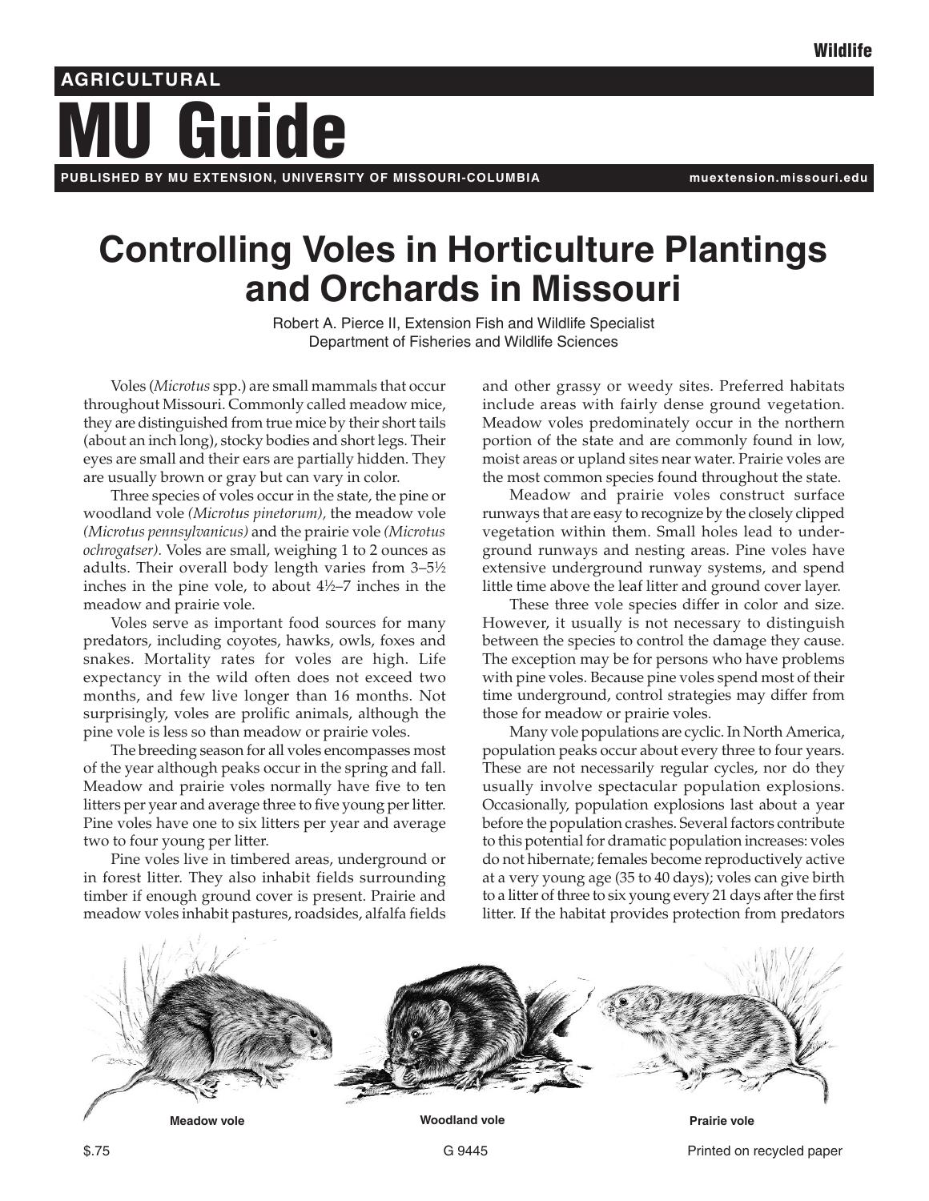Wildlife

**AGRICULTURAL**

# MU Guide

**PUBLISHED BY MU EXTENSION, UNIVERSITY OF MISSOURI-COLUMBIA** muextension.missouri.edu

# Controlling Voles in Horticulture Plantings and Orchards in Missouri

Robert A. Pierce II, Extension Fish and Wildlife Specialist
Department of Fisheries and Wildlife Sciences

Voles (*Microtus* spp.) are small mammals that occur throughout Missouri. Commonly called meadow mice, they are distinguished from true mice by their short tails (about an inch long), stocky bodies and short legs. Their eyes are small and their ears are partially hidden. They are usually brown or gray but can vary in color.

Three species of voles occur in the state, the pine or woodland vole *(Microtus pinetorum),* the meadow vole *(Microtus pennsylvanicus)* and the prairie vole *(Microtus ochrogatser).* Voles are small, weighing 1 to 2 ounces as adults. Their overall body length varies from 3–5½ inches in the pine vole, to about 4½–7 inches in the meadow and prairie vole.

Voles serve as important food sources for many predators, including coyotes, hawks, owls, foxes and snakes. Mortality rates for voles are high. Life expectancy in the wild often does not exceed two months, and few live longer than 16 months. Not surprisingly, voles are prolific animals, although the pine vole is less so than meadow or prairie voles.

The breeding season for all voles encompasses most of the year although peaks occur in the spring and fall. Meadow and prairie voles normally have five to ten litters per year and average three to five young per litter. Pine voles have one to six litters per year and average two to four young per litter.

Pine voles live in timbered areas, underground or in forest litter. They also inhabit fields surrounding timber if enough ground cover is present. Prairie and meadow voles inhabit pastures, roadsides, alfalfa fields and other grassy or weedy sites. Preferred habitats include areas with fairly dense ground vegetation. Meadow voles predominately occur in the northern portion of the state and are commonly found in low, moist areas or upland sites near water. Prairie voles are the most common species found throughout the state.

Meadow and prairie voles construct surface runways that are easy to recognize by the closely clipped vegetation within them. Small holes lead to underground runways and nesting areas. Pine voles have extensive underground runway systems, and spend little time above the leaf litter and ground cover layer.

These three vole species differ in color and size. However, it usually is not necessary to distinguish between the species to control the damage they cause. The exception may be for persons who have problems with pine voles. Because pine voles spend most of their time underground, control strategies may differ from those for meadow or prairie voles.

Many vole populations are cyclic. In North America, population peaks occur about every three to four years. These are not necessarily regular cycles, nor do they usually involve spectacular population explosions. Occasionally, population explosions last about a year before the population crashes. Several factors contribute to this potential for dramatic population increases: voles do not hibernate; females become reproductively active at a very young age (35 to 40 days); voles can give birth to a litter of three to six young every 21 days after the first litter. If the habitat provides protection from predators

**Meadow vole** **Woodland vole** **Prairie vole**

$.75 G 9445 Printed on recycled paper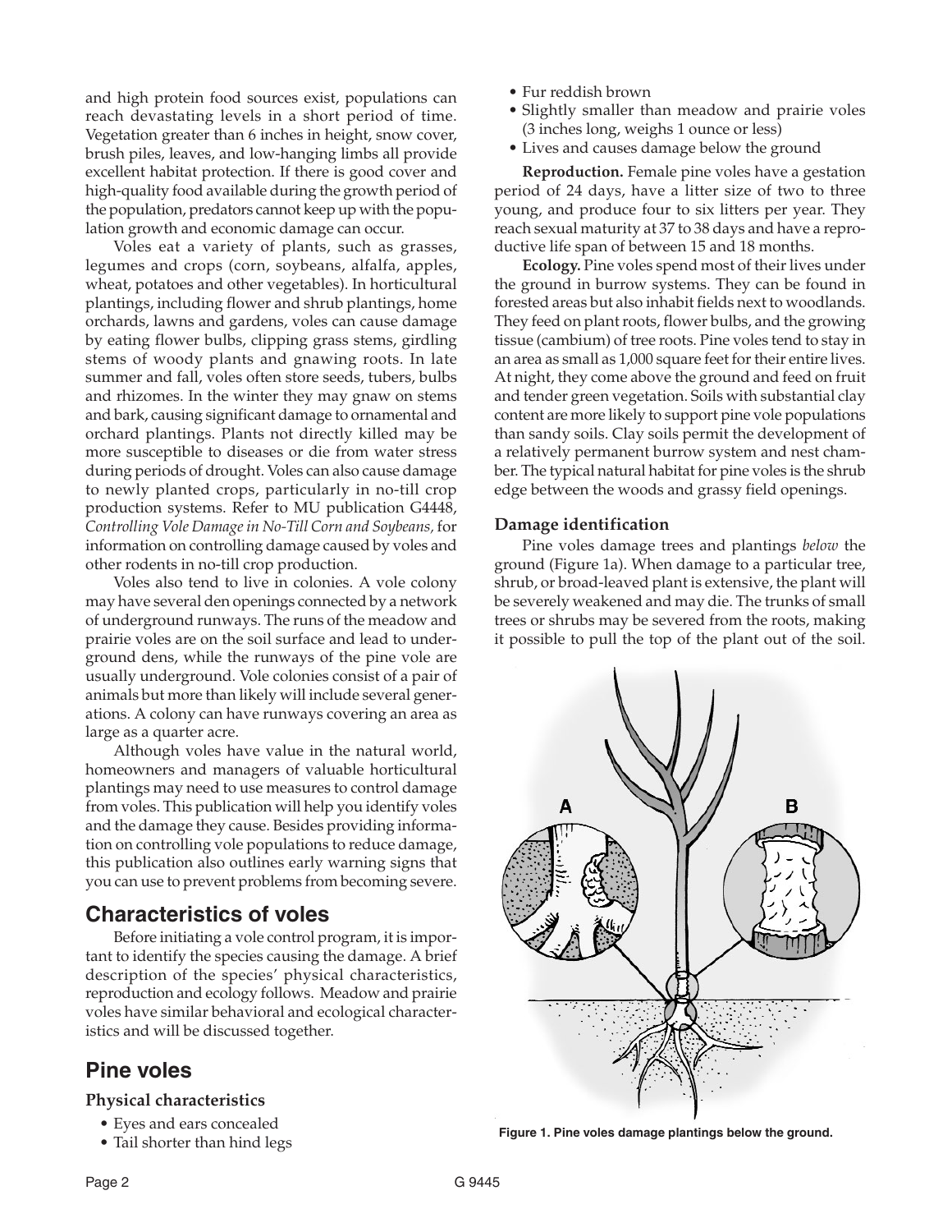and high protein food sources exist, populations can reach devastating levels in a short period of time. Vegetation greater than 6 inches in height, snow cover, brush piles, leaves, and low-hanging limbs all provide excellent habitat protection. If there is good cover and high-quality food available during the growth period of the population, predators cannot keep up with the population growth and economic damage can occur.

Voles eat a variety of plants, such as grasses, legumes and crops (corn, soybeans, alfalfa, apples, wheat, potatoes and other vegetables). In horticultural plantings, including flower and shrub plantings, home orchards, lawns and gardens, voles can cause damage by eating flower bulbs, clipping grass stems, girdling stems of woody plants and gnawing roots. In late summer and fall, voles often store seeds, tubers, bulbs and rhizomes. In the winter they may gnaw on stems and bark, causing significant damage to ornamental and orchard plantings. Plants not directly killed may be more susceptible to diseases or die from water stress during periods of drought. Voles can also cause damage to newly planted crops, particularly in no-till crop production systems. Refer to MU publication G4448, *Controlling Vole Damage in No-Till Corn and Soybeans,* for information on controlling damage caused by voles and other rodents in no-till crop production.

Voles also tend to live in colonies. A vole colony may have several den openings connected by a network of underground runways. The runs of the meadow and prairie voles are on the soil surface and lead to underground dens, while the runways of the pine vole are usually underground. Vole colonies consist of a pair of animals but more than likely will include several generations. A colony can have runways covering an area as large as a quarter acre.

Although voles have value in the natural world, homeowners and managers of valuable horticultural plantings may need to use measures to control damage from voles. This publication will help you identify voles and the damage they cause. Besides providing information on controlling vole populations to reduce damage, this publication also outlines early warning signs that you can use to prevent problems from becoming severe.

## Characteristics of voles

Before initiating a vole control program, it is important to identify the species causing the damage. A brief description of the species' physical characteristics, reproduction and ecology follows. Meadow and prairie voles have similar behavioral and ecological characteristics and will be discussed together.

## Pine voles

### Physical characteristics

- Eyes and ears concealed
- Tail shorter than hind legs
- Fur reddish brown
- Slightly smaller than meadow and prairie voles (3 inches long, weighs 1 ounce or less)
- Lives and causes damage below the ground

**Reproduction.** Female pine voles have a gestation period of 24 days, have a litter size of two to three young, and produce four to six litters per year. They reach sexual maturity at 37 to 38 days and have a reproductive life span of between 15 and 18 months.

**Ecology.** Pine voles spend most of their lives under the ground in burrow systems. They can be found in forested areas but also inhabit fields next to woodlands. They feed on plant roots, flower bulbs, and the growing tissue (cambium) of tree roots. Pine voles tend to stay in an area as small as 1,000 square feet for their entire lives. At night, they come above the ground and feed on fruit and tender green vegetation. Soils with substantial clay content are more likely to support pine vole populations than sandy soils. Clay soils permit the development of a relatively permanent burrow system and nest chamber. The typical natural habitat for pine voles is the shrub edge between the woods and grassy field openings.

### Damage identification

Pine voles damage trees and plantings *below* the ground (Figure 1a). When damage to a particular tree, shrub, or broad-leaved plant is extensive, the plant will be severely weakened and may die. The trunks of small trees or shrubs may be severed from the roots, making it possible to pull the top of the plant out of the soil.

**Figure 1. Pine voles damage plantings below the ground.**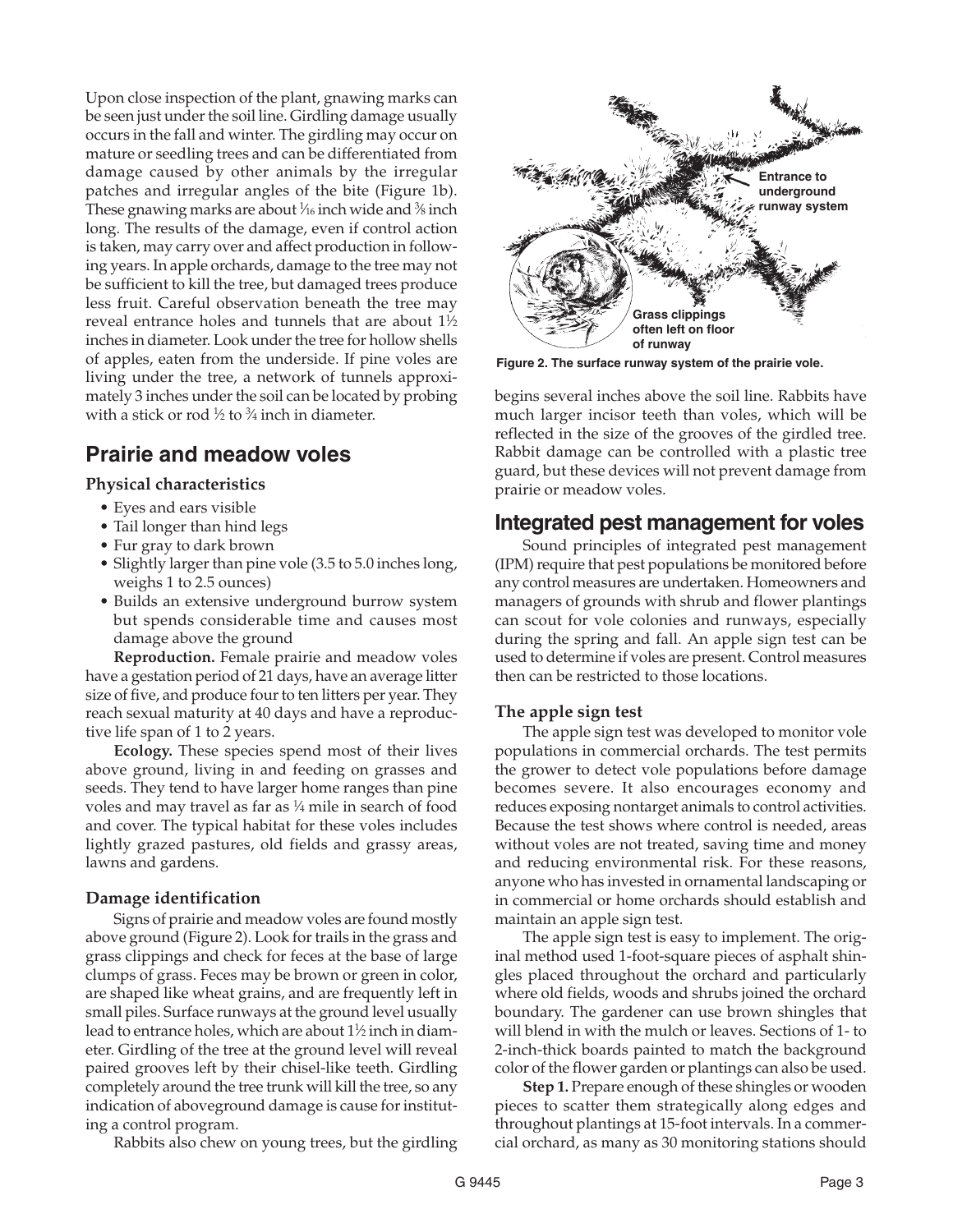Upon close inspection of the plant, gnawing marks can be seen just under the soil line. Girdling damage usually occurs in the fall and winter. The girdling may occur on mature or seedling trees and can be differentiated from damage caused by other animals by the irregular patches and irregular angles of the bite (Figure 1b). These gnawing marks are about 1⁄16 inch wide and 3⁄8 inch long. The results of the damage, even if control action is taken, may carry over and affect production in following years. In apple orchards, damage to the tree may not be sufficient to kill the tree, but damaged trees produce less fruit. Careful observation beneath the tree may reveal entrance holes and tunnels that are about 1½ inches in diameter. Look under the tree for hollow shells of apples, eaten from the underside. If pine voles are living under the tree, a network of tunnels approximately 3 inches under the soil can be located by probing with a stick or rod ½ to ¾ inch in diameter.

## Prairie and meadow voles

### Physical characteristics

- Eyes and ears visible
- Tail longer than hind legs
- Fur gray to dark brown
- Slightly larger than pine vole (3.5 to 5.0 inches long, weighs 1 to 2.5 ounces)
- Builds an extensive underground burrow system but spends considerable time and causes most damage above the ground

**Reproduction.** Female prairie and meadow voles have a gestation period of 21 days, have an average litter size of five, and produce four to ten litters per year. They reach sexual maturity at 40 days and have a reproductive life span of 1 to 2 years.

**Ecology.** These species spend most of their lives above ground, living in and feeding on grasses and seeds. They tend to have larger home ranges than pine voles and may travel as far as ¼ mile in search of food and cover. The typical habitat for these voles includes lightly grazed pastures, old fields and grassy areas, lawns and gardens.

### Damage identification

Signs of prairie and meadow voles are found mostly above ground (Figure 2). Look for trails in the grass and grass clippings and check for feces at the base of large clumps of grass. Feces may be brown or green in color, are shaped like wheat grains, and are frequently left in small piles. Surface runways at the ground level usually lead to entrance holes, which are about 1½ inch in diameter. Girdling of the tree at the ground level will reveal paired grooves left by their chisel-like teeth. Girdling completely around the tree trunk will kill the tree, so any indication of aboveground damage is cause for instituting a control program.

Rabbits also chew on young trees, but the girdling begins several inches above the soil line. Rabbits have much larger incisor teeth than voles, which will be reflected in the size of the grooves of the girdled tree. Rabbit damage can be controlled with a plastic tree guard, but these devices will not prevent damage from prairie or meadow voles.

Entrance to underground runway system

Grass clippings often left on floor of runway

**Figure 2. The surface runway system of the prairie vole.**

## Integrated pest management for voles

Sound principles of integrated pest management (IPM) require that pest populations be monitored before any control measures are undertaken. Homeowners and managers of grounds with shrub and flower plantings can scout for vole colonies and runways, especially during the spring and fall. An apple sign test can be used to determine if voles are present. Control measures then can be restricted to those locations.

### The apple sign test

The apple sign test was developed to monitor vole populations in commercial orchards. The test permits the grower to detect vole populations before damage becomes severe. It also encourages economy and reduces exposing nontarget animals to control activities. Because the test shows where control is needed, areas without voles are not treated, saving time and money and reducing environmental risk. For these reasons, anyone who has invested in ornamental landscaping or in commercial or home orchards should establish and maintain an apple sign test.

The apple sign test is easy to implement. The original method used 1-foot-square pieces of asphalt shingles placed throughout the orchard and particularly where old fields, woods and shrubs joined the orchard boundary. The gardener can use brown shingles that will blend in with the mulch or leaves. Sections of 1- to 2-inch-thick boards painted to match the background color of the flower garden or plantings can also be used.

**Step 1.** Prepare enough of these shingles or wooden pieces to scatter them strategically along edges and throughout plantings at 15-foot intervals. In a commercial orchard, as many as 30 monitoring stations should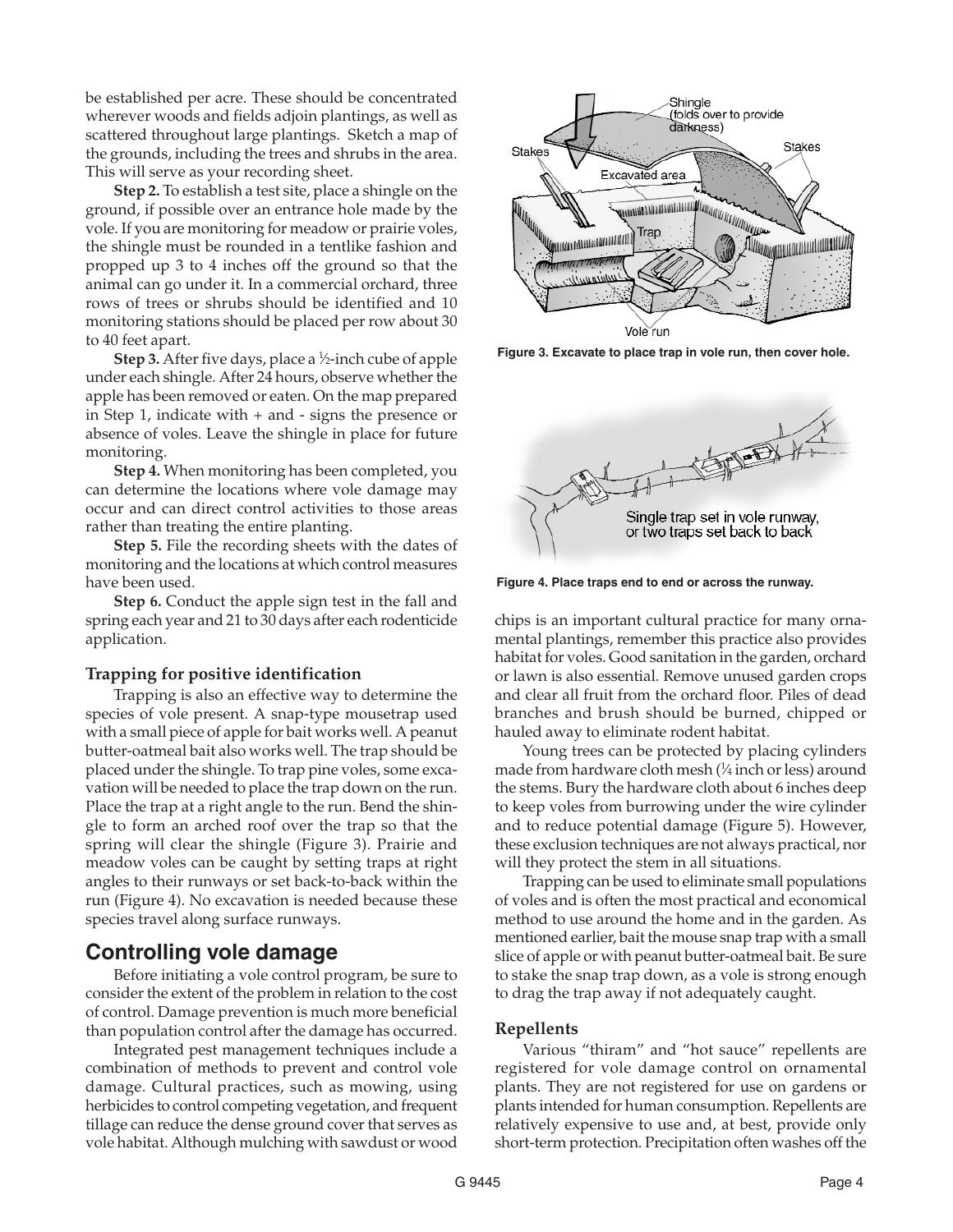be established per acre. These should be concentrated wherever woods and fields adjoin plantings, as well as scattered throughout large plantings. Sketch a map of the grounds, including the trees and shrubs in the area. This will serve as your recording sheet.

**Step 2.** To establish a test site, place a shingle on the ground, if possible over an entrance hole made by the vole. If you are monitoring for meadow or prairie voles, the shingle must be rounded in a tentlike fashion and propped up 3 to 4 inches off the ground so that the animal can go under it. In a commercial orchard, three rows of trees or shrubs should be identified and 10 monitoring stations should be placed per row about 30 to 40 feet apart.

**Step 3.** After five days, place a ½-inch cube of apple under each shingle. After 24 hours, observe whether the apple has been removed or eaten. On the map prepared in Step 1, indicate with + and - signs the presence or absence of voles. Leave the shingle in place for future monitoring.

**Step 4.** When monitoring has been completed, you can determine the locations where vole damage may occur and can direct control activities to those areas rather than treating the entire planting.

**Step 5.** File the recording sheets with the dates of monitoring and the locations at which control measures have been used.

**Step 6.** Conduct the apple sign test in the fall and spring each year and 21 to 30 days after each rodenticide application.

### Trapping for positive identification

Trapping is also an effective way to determine the species of vole present. A snap-type mousetrap used with a small piece of apple for bait works well. A peanut butter-oatmeal bait also works well. The trap should be placed under the shingle. To trap pine voles, some excavation will be needed to place the trap down on the run. Place the trap at a right angle to the run. Bend the shingle to form an arched roof over the trap so that the spring will clear the shingle (Figure 3). Prairie and meadow voles can be caught by setting traps at right angles to their runways or set back-to-back within the run (Figure 4). No excavation is needed because these species travel along surface runways.

## Controlling vole damage

Before initiating a vole control program, be sure to consider the extent of the problem in relation to the cost of control. Damage prevention is much more beneficial than population control after the damage has occurred.

Integrated pest management techniques include a combination of methods to prevent and control vole damage. Cultural practices, such as mowing, using herbicides to control competing vegetation, and frequent tillage can reduce the dense ground cover that serves as vole habitat. Although mulching with sawdust or wood chips is an important cultural practice for many ornamental plantings, remember this practice also provides habitat for voles. Good sanitation in the garden, orchard or lawn is also essential. Remove unused garden crops and clear all fruit from the orchard floor. Piles of dead branches and brush should be burned, chipped or hauled away to eliminate rodent habitat.

Young trees can be protected by placing cylinders made from hardware cloth mesh (¼ inch or less) around the stems. Bury the hardware cloth about 6 inches deep to keep voles from burrowing under the wire cylinder and to reduce potential damage (Figure 5). However, these exclusion techniques are not always practical, nor will they protect the stem in all situations.

Trapping can be used to eliminate small populations of voles and is often the most practical and economical method to use around the home and in the garden. As mentioned earlier, bait the mouse snap trap with a small slice of apple or with peanut butter-oatmeal bait. Be sure to stake the snap trap down, as a vole is strong enough to drag the trap away if not adequately caught.

**Figure 3. Excavate to place trap in vole run, then cover hole.**

**Figure 4. Place traps end to end or across the runway.**

### Repellents

Various "thiram" and "hot sauce" repellents are registered for vole damage control on ornamental plants. They are not registered for use on gardens or plants intended for human consumption. Repellents are relatively expensive to use and, at best, provide only short-term protection. Precipitation often washes off the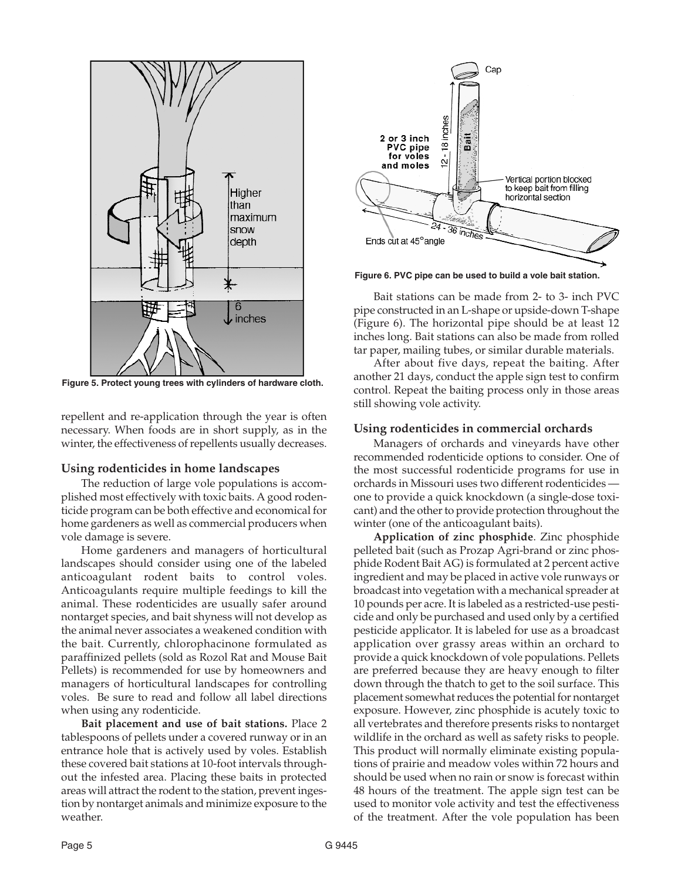Figure 5. Protect young trees with cylinders of hardware cloth.

repellent and re-application through the year is often necessary. When foods are in short supply, as in the winter, the effectiveness of repellents usually decreases.

### Using rodenticides in home landscapes

The reduction of large vole populations is accomplished most effectively with toxic baits. A good rodenticide program can be both effective and economical for home gardeners as well as commercial producers when vole damage is severe.

Home gardeners and managers of horticultural landscapes should consider using one of the labeled anticoagulant rodent baits to control voles. Anticoagulants require multiple feedings to kill the animal. These rodenticides are usually safer around nontarget species, and bait shyness will not develop as the animal never associates a weakened condition with the bait. Currently, chlorophacinone formulated as paraffinized pellets (sold as Rozol Rat and Mouse Bait Pellets) is recommended for use by homeowners and managers of horticultural landscapes for controlling voles. Be sure to read and follow all label directions when using any rodenticide.

**Bait placement and use of bait stations.** Place 2 tablespoons of pellets under a covered runway or in an entrance hole that is actively used by voles. Establish these covered bait stations at 10-foot intervals throughout the infested area. Placing these baits in protected areas will attract the rodent to the station, prevent ingestion by nontarget animals and minimize exposure to the weather.

Figure 6. PVC pipe can be used to build a vole bait station.

Bait stations can be made from 2- to 3- inch PVC pipe constructed in an L-shape or upside-down T-shape (Figure 6). The horizontal pipe should be at least 12 inches long. Bait stations can also be made from rolled tar paper, mailing tubes, or similar durable materials.

After about five days, repeat the baiting. After another 21 days, conduct the apple sign test to confirm control. Repeat the baiting process only in those areas still showing vole activity.

### Using rodenticides in commercial orchards

Managers of orchards and vineyards have other recommended rodenticide options to consider. One of the most successful rodenticide programs for use in orchards in Missouri uses two different rodenticides — one to provide a quick knockdown (a single-dose toxicant) and the other to provide protection throughout the winter (one of the anticoagulant baits).

**Application of zinc phosphide**. Zinc phosphide pelleted bait (such as Prozap Agri-brand or zinc phosphide Rodent Bait AG) is formulated at 2 percent active ingredient and may be placed in active vole runways or broadcast into vegetation with a mechanical spreader at 10 pounds per acre. It is labeled as a restricted-use pesticide and only be purchased and used only by a certified pesticide applicator. It is labeled for use as a broadcast application over grassy areas within an orchard to provide a quick knockdown of vole populations. Pellets are preferred because they are heavy enough to filter down through the thatch to get to the soil surface. This placement somewhat reduces the potential for nontarget exposure. However, zinc phosphide is acutely toxic to all vertebrates and therefore presents risks to nontarget wildlife in the orchard as well as safety risks to people. This product will normally eliminate existing populations of prairie and meadow voles within 72 hours and should be used when no rain or snow is forecast within 48 hours of the treatment. The apple sign test can be used to monitor vole activity and test the effectiveness of the treatment. After the vole population has been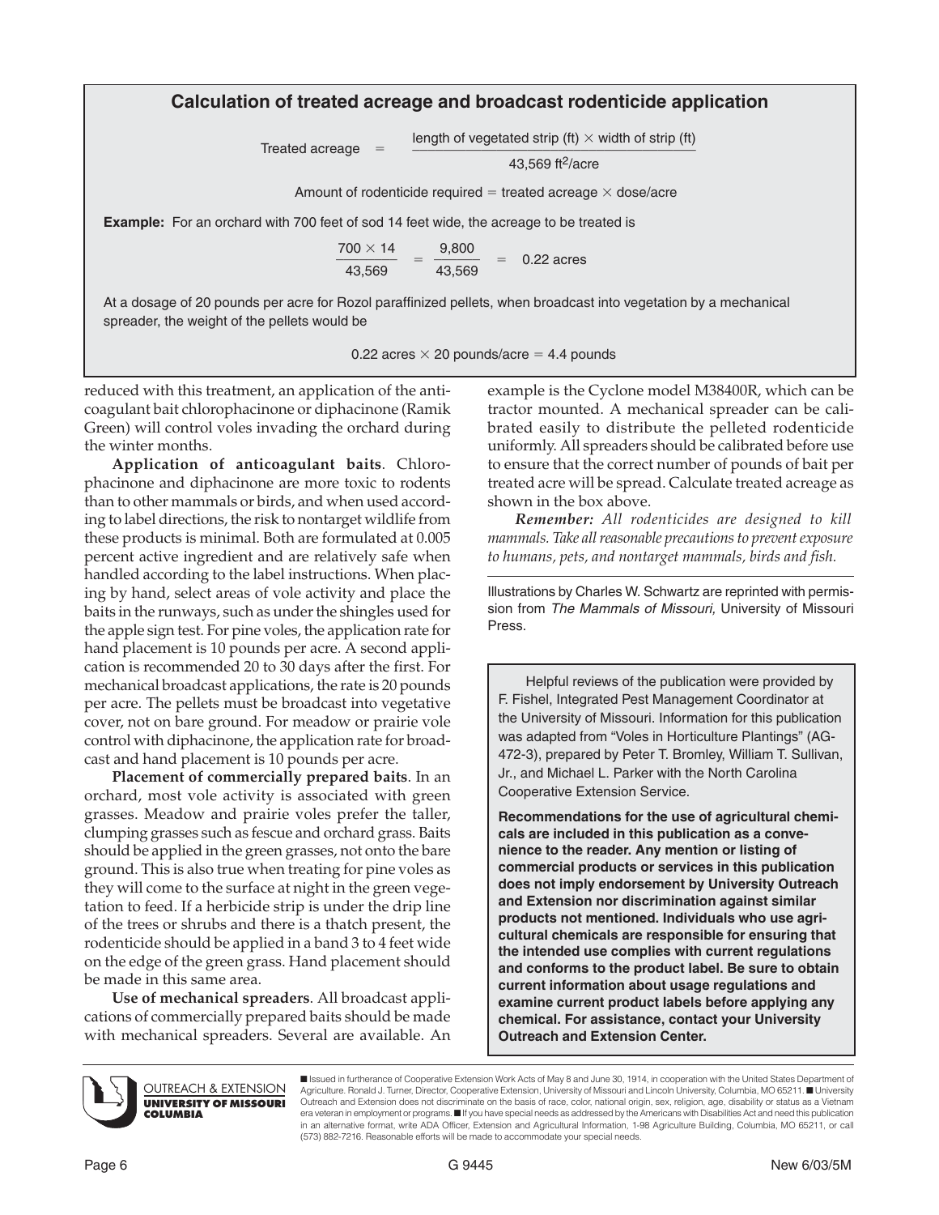## Calculation of treated acreage and broadcast rodenticide application

$$\text{Treated acreage} = \frac{\text{length of vegetated strip (ft)} \times \text{width of strip (ft)}}{43{,}569 \text{ ft}^2\text{/acre}}$$

Amount of rodenticide required = treated acreage × dose/acre

**Example:** For an orchard with 700 feet of sod 14 feet wide, the acreage to be treated is

$$\frac{700 \times 14}{43{,}569} = \frac{9{,}800}{43{,}569} = 0.22 \text{ acres}$$

At a dosage of 20 pounds per acre for Rozol paraffinized pellets, when broadcast into vegetation by a mechanical spreader, the weight of the pellets would be

$$0.22 \text{ acres} \times 20 \text{ pounds/acre} = 4.4 \text{ pounds}$$

reduced with this treatment, an application of the anticoagulant bait chlorophacinone or diphacinone (Ramik Green) will control voles invading the orchard during the winter months.

**Application of anticoagulant baits**. Chlorophacinone and diphacinone are more toxic to rodents than to other mammals or birds, and when used according to label directions, the risk to nontarget wildlife from these products is minimal. Both are formulated at 0.005 percent active ingredient and are relatively safe when handled according to the label instructions. When placing by hand, select areas of vole activity and place the baits in the runways, such as under the shingles used for the apple sign test. For pine voles, the application rate for hand placement is 10 pounds per acre. A second application is recommended 20 to 30 days after the first. For mechanical broadcast applications, the rate is 20 pounds per acre. The pellets must be broadcast into vegetative cover, not on bare ground. For meadow or prairie vole control with diphacinone, the application rate for broadcast and hand placement is 10 pounds per acre.

**Placement of commercially prepared baits**. In an orchard, most vole activity is associated with green grasses. Meadow and prairie voles prefer the taller, clumping grasses such as fescue and orchard grass. Baits should be applied in the green grasses, not onto the bare ground. This is also true when treating for pine voles as they will come to the surface at night in the green vegetation to feed. If a herbicide strip is under the drip line of the trees or shrubs and there is a thatch present, the rodenticide should be applied in a band 3 to 4 feet wide on the edge of the green grass. Hand placement should be made in this same area.

**Use of mechanical spreaders**. All broadcast applications of commercially prepared baits should be made with mechanical spreaders. Several are available. An example is the Cyclone model M38400R, which can be tractor mounted. A mechanical spreader can be calibrated easily to distribute the pelleted rodenticide uniformly. All spreaders should be calibrated before use to ensure that the correct number of pounds of bait per treated acre will be spread. Calculate treated acreage as shown in the box above.

***Remember:*** *All rodenticides are designed to kill mammals. Take all reasonable precautions to prevent exposure to humans, pets, and nontarget mammals, birds and fish.*

Illustrations by Charles W. Schwartz are reprinted with permission from *The Mammals of Missouri*, University of Missouri Press.

Helpful reviews of the publication were provided by F. Fishel, Integrated Pest Management Coordinator at the University of Missouri. Information for this publication was adapted from "Voles in Horticulture Plantings" (AG-472-3), prepared by Peter T. Bromley, William T. Sullivan, Jr., and Michael L. Parker with the North Carolina Cooperative Extension Service.

**Recommendations for the use of agricultural chemicals are included in this publication as a convenience to the reader. Any mention or listing of commercial products or services in this publication does not imply endorsement by University Outreach and Extension nor discrimination against similar products not mentioned. Individuals who use agricultural chemicals are responsible for ensuring that the intended use complies with current regulations and conforms to the product label. Be sure to obtain current information about usage regulations and examine current product labels before applying any chemical. For assistance, contact your University Outreach and Extension Center.**

OUTREACH & EXTENSION
UNIVERSITY OF MISSOURI
COLUMBIA

■ Issued in furtherance of Cooperative Extension Work Acts of May 8 and June 30, 1914, in cooperation with the United States Department of Agriculture. Ronald J. Turner, Director, Cooperative Extension, University of Missouri and Lincoln University, Columbia, MO 65211. ■ University Outreach and Extension does not discriminate on the basis of race, color, national origin, sex, religion, age, disability or status as a Vietnam era veteran in employment or programs. ■ If you have special needs as addressed by the Americans with Disabilities Act and need this publication in an alternative format, write ADA Officer, Extension and Agricultural Information, 1-98 Agriculture Building, Columbia, MO 65211, or call (573) 882-7216. Reasonable efforts will be made to accommodate your special needs.

G 9445 New 6/03/5M